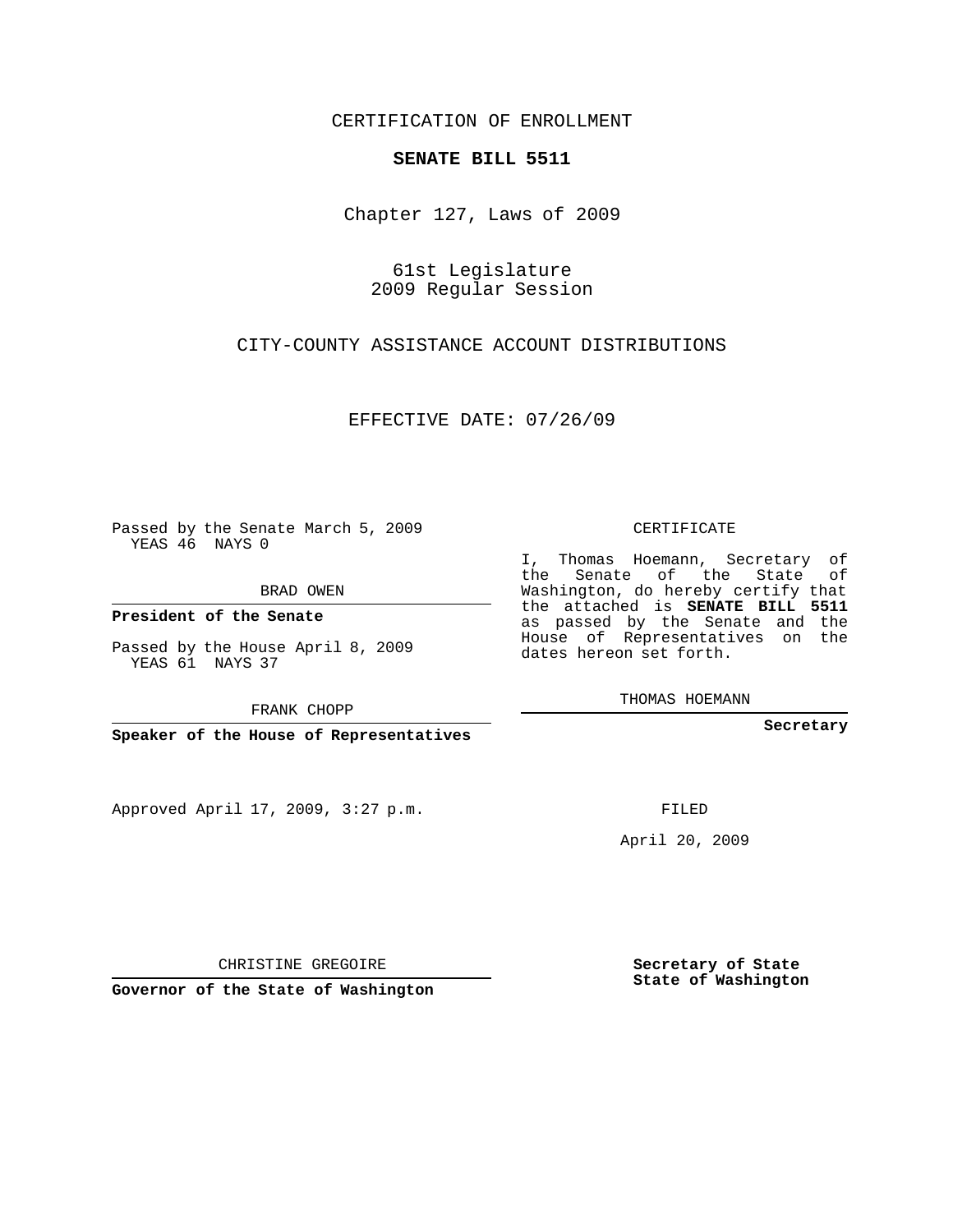CERTIFICATION OF ENROLLMENT

**SENATE BILL 5511**

Chapter 127, Laws of 2009

61st Legislature
2009 Regular Session

CITY-COUNTY ASSISTANCE ACCOUNT DISTRIBUTIONS

EFFECTIVE DATE: 07/26/09

Passed by the Senate March 5, 2009
YEAS 46 NAYS 0

BRAD OWEN

**President of the Senate**

Passed by the House April 8, 2009
YEAS 61 NAYS 37

FRANK CHOPP

**Speaker of the House of Representatives**

Approved April 17, 2009, 3:27 p.m.

CHRISTINE GREGOIRE

**Governor of the State of Washington**

CERTIFICATE

I, Thomas Hoemann, Secretary of the Senate of the State of Washington, do hereby certify that the attached is **SENATE BILL 5511** as passed by the Senate and the House of Representatives on the dates hereon set forth.

THOMAS HOEMANN

**Secretary**

FILED

April 20, 2009

**Secretary of State**
**State of Washington**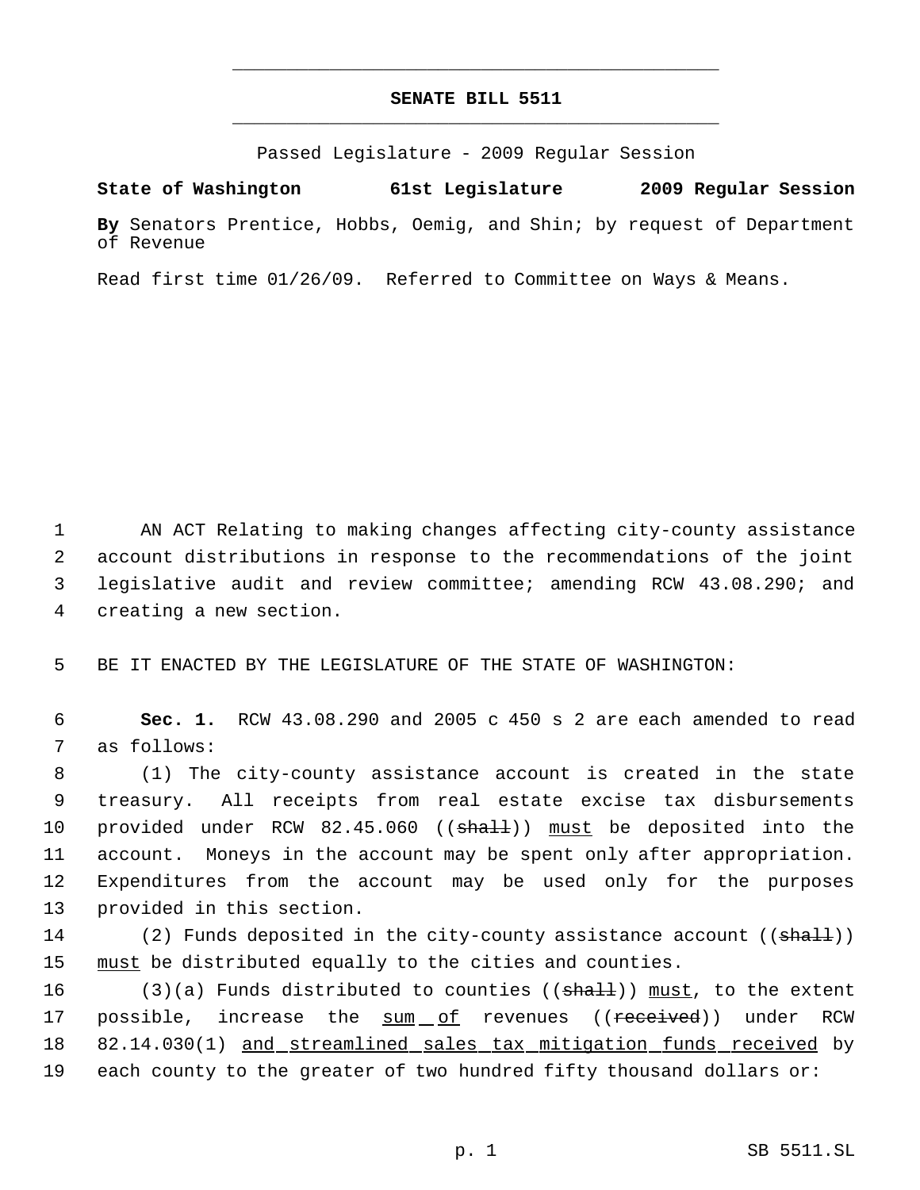# SENATE BILL 5511

Passed Legislature - 2009 Regular Session

**State of Washington 61st Legislature 2009 Regular Session**

**By** Senators Prentice, Hobbs, Oemig, and Shin; by request of Department of Revenue

Read first time 01/26/09. Referred to Committee on Ways & Means.

AN ACT Relating to making changes affecting city-county assistance account distributions in response to the recommendations of the joint legislative audit and review committee; amending RCW 43.08.290; and creating a new section.

BE IT ENACTED BY THE LEGISLATURE OF THE STATE OF WASHINGTON:

**Sec. 1.** RCW 43.08.290 and 2005 c 450 s 2 are each amended to read as follows:

(1) The city-county assistance account is created in the state treasury. All receipts from real estate excise tax disbursements provided under RCW 82.45.060 ((~~shall~~)) must be deposited into the account. Moneys in the account may be spent only after appropriation. Expenditures from the account may be used only for the purposes provided in this section.

(2) Funds deposited in the city-county assistance account ((~~shall~~)) must be distributed equally to the cities and counties.

(3)(a) Funds distributed to counties ((~~shall~~)) must, to the extent possible, increase the sum of revenues ((~~received~~)) under RCW 82.14.030(1) and streamlined sales tax mitigation funds received by each county to the greater of two hundred fifty thousand dollars or: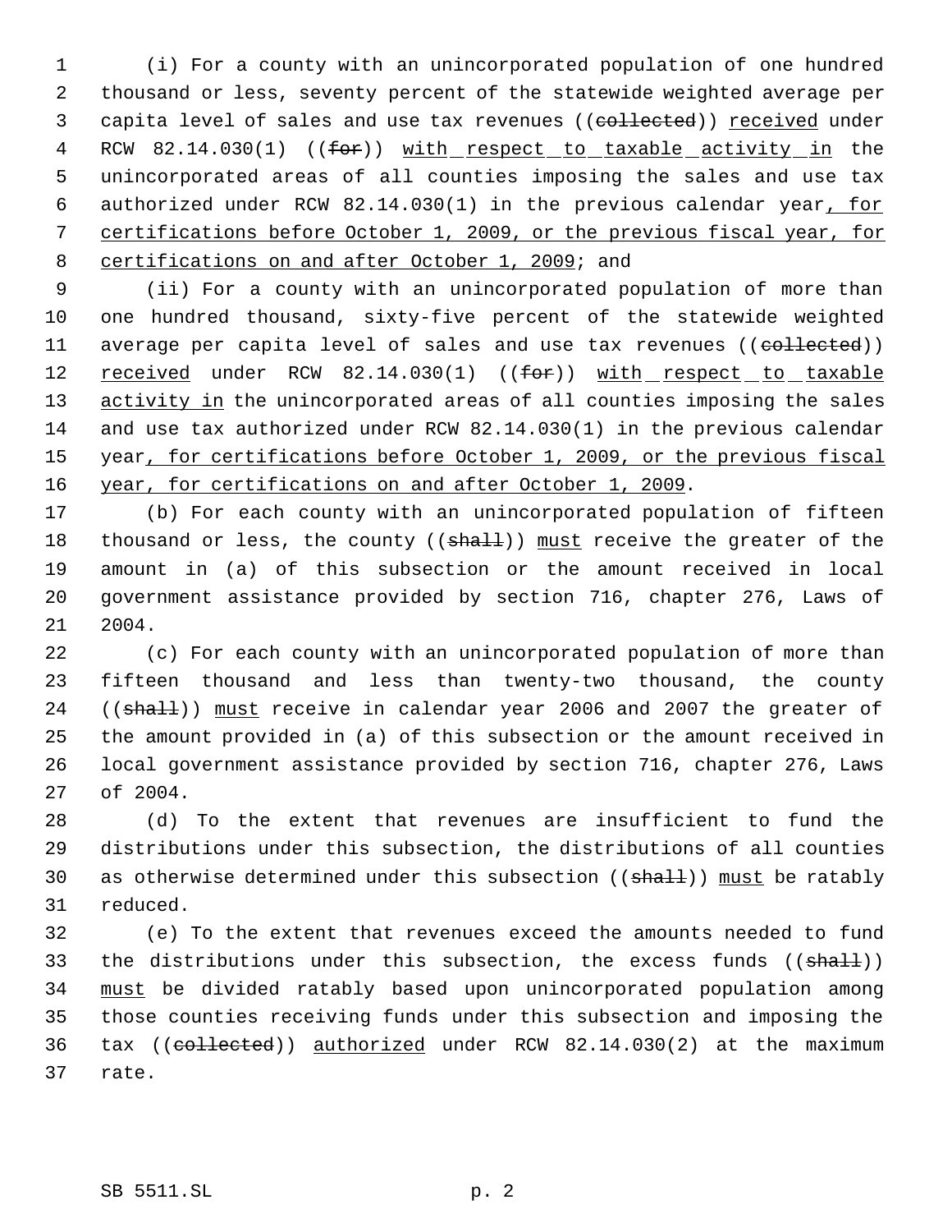(i) For a county with an unincorporated population of one hundred thousand or less, seventy percent of the statewide weighted average per capita level of sales and use tax revenues ((~~collected~~)) <u>received</u> under RCW 82.14.030(1) ((~~for~~)) <u>with respect to taxable activity in</u> the unincorporated areas of all counties imposing the sales and use tax authorized under RCW 82.14.030(1) in the previous calendar year<u>, for certifications before October 1, 2009, or the previous fiscal year, for certifications on and after October 1, 2009</u>; and

(ii) For a county with an unincorporated population of more than one hundred thousand, sixty-five percent of the statewide weighted average per capita level of sales and use tax revenues ((~~collected~~)) <u>received</u> under RCW 82.14.030(1) ((~~for~~)) <u>with respect to taxable activity in</u> the unincorporated areas of all counties imposing the sales and use tax authorized under RCW 82.14.030(1) in the previous calendar year<u>, for certifications before October 1, 2009, or the previous fiscal year, for certifications on and after October 1, 2009</u>.

(b) For each county with an unincorporated population of fifteen thousand or less, the county ((~~shall~~)) <u>must</u> receive the greater of the amount in (a) of this subsection or the amount received in local government assistance provided by section 716, chapter 276, Laws of 2004.

(c) For each county with an unincorporated population of more than fifteen thousand and less than twenty-two thousand, the county ((~~shall~~)) <u>must</u> receive in calendar year 2006 and 2007 the greater of the amount provided in (a) of this subsection or the amount received in local government assistance provided by section 716, chapter 276, Laws of 2004.

(d) To the extent that revenues are insufficient to fund the distributions under this subsection, the distributions of all counties as otherwise determined under this subsection ((~~shall~~)) <u>must</u> be ratably reduced.

(e) To the extent that revenues exceed the amounts needed to fund the distributions under this subsection, the excess funds ((~~shall~~)) <u>must</u> be divided ratably based upon unincorporated population among those counties receiving funds under this subsection and imposing the tax ((~~collected~~)) <u>authorized</u> under RCW 82.14.030(2) at the maximum rate.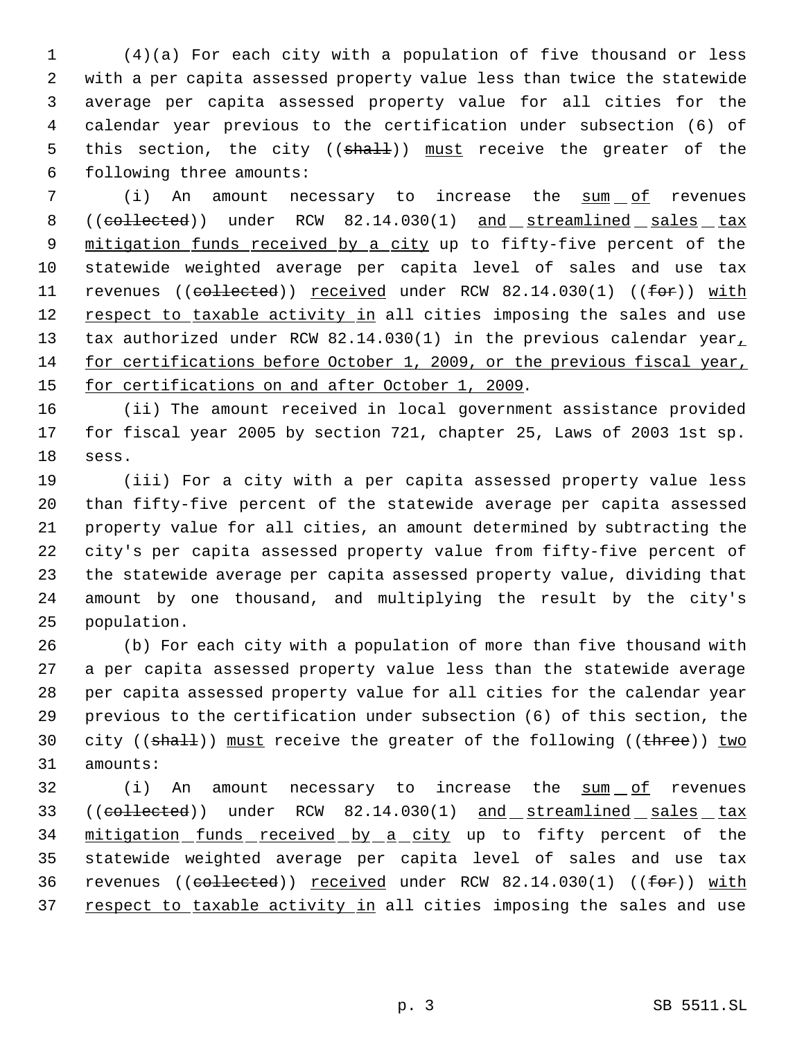(4)(a) For each city with a population of five thousand or less with a per capita assessed property value less than twice the statewide average per capita assessed property value for all cities for the calendar year previous to the certification under subsection (6) of this section, the city ((~~shall~~)) <u>must</u> receive the greater of the following three amounts:

(i) An amount necessary to increase the <u>sum of</u> revenues ((~~collected~~)) under RCW 82.14.030(1) <u>and streamlined sales tax mitigation funds received by a city</u> up to fifty-five percent of the statewide weighted average per capita level of sales and use tax revenues ((~~collected~~)) <u>received</u> under RCW 82.14.030(1) ((~~for~~)) <u>with respect to taxable activity in</u> all cities imposing the sales and use tax authorized under RCW 82.14.030(1) in the previous calendar year<u>, for certifications before October 1, 2009, or the previous fiscal year, for certifications on and after October 1, 2009</u>.

(ii) The amount received in local government assistance provided for fiscal year 2005 by section 721, chapter 25, Laws of 2003 1st sp. sess.

(iii) For a city with a per capita assessed property value less than fifty-five percent of the statewide average per capita assessed property value for all cities, an amount determined by subtracting the city's per capita assessed property value from fifty-five percent of the statewide average per capita assessed property value, dividing that amount by one thousand, and multiplying the result by the city's population.

(b) For each city with a population of more than five thousand with a per capita assessed property value less than the statewide average per capita assessed property value for all cities for the calendar year previous to the certification under subsection (6) of this section, the city ((~~shall~~)) <u>must</u> receive the greater of the following ((~~three~~)) <u>two</u> amounts:

(i) An amount necessary to increase the <u>sum of</u> revenues ((~~collected~~)) under RCW 82.14.030(1) <u>and streamlined sales tax mitigation funds received by a city</u> up to fifty percent of the statewide weighted average per capita level of sales and use tax revenues ((~~collected~~)) <u>received</u> under RCW 82.14.030(1) ((~~for~~)) <u>with respect to taxable activity in</u> all cities imposing the sales and use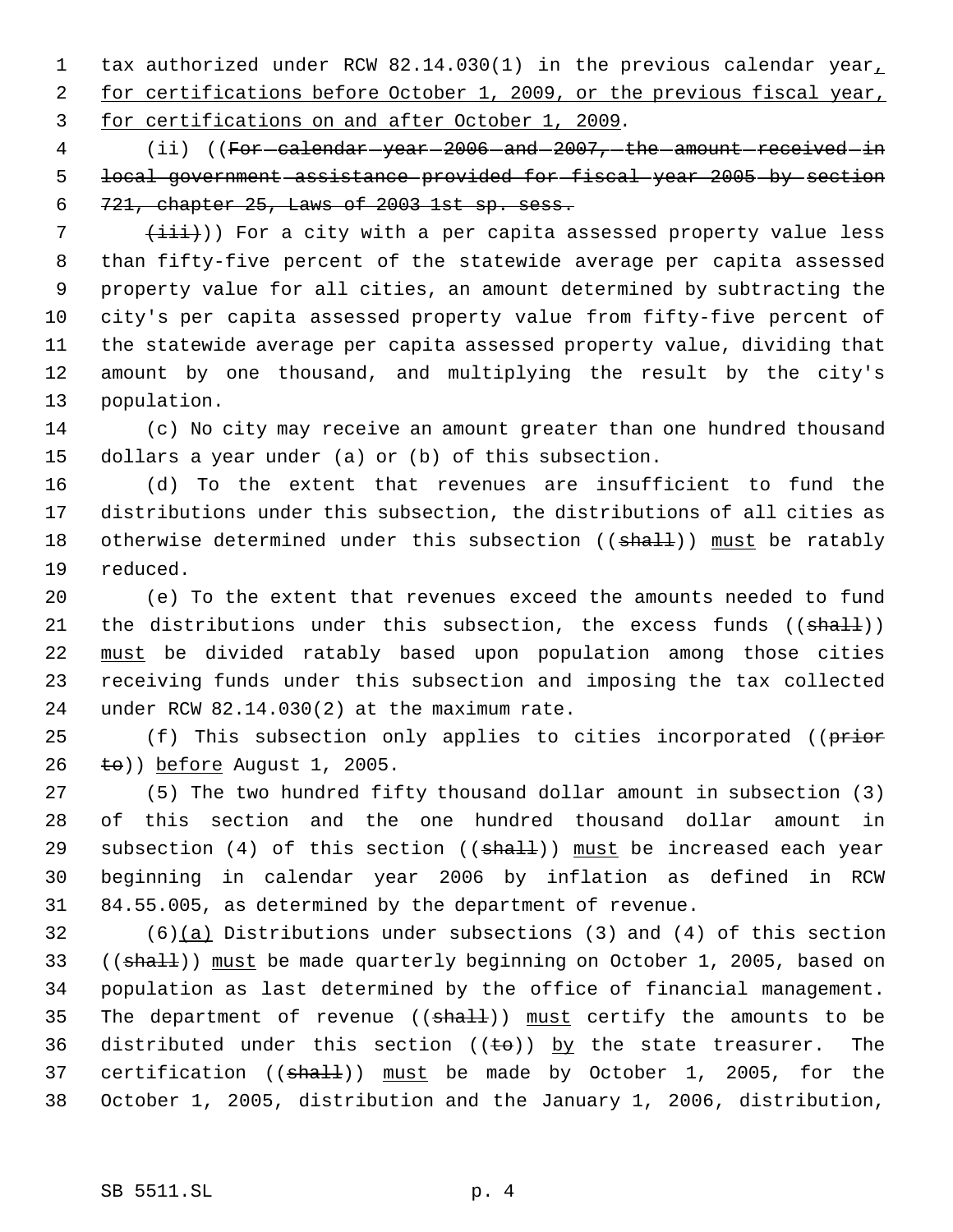tax authorized under RCW 82.14.030(1) in the previous calendar year, for certifications before October 1, 2009, or the previous fiscal year, for certifications on and after October 1, 2009.

(ii) ((~~For calendar year 2006 and 2007, the amount received in local government assistance provided for fiscal year 2005 by section 721, chapter 25, Laws of 2003 1st sp. sess.~~

~~(iii)~~)) For a city with a per capita assessed property value less than fifty-five percent of the statewide average per capita assessed property value for all cities, an amount determined by subtracting the city's per capita assessed property value from fifty-five percent of the statewide average per capita assessed property value, dividing that amount by one thousand, and multiplying the result by the city's population.

(c) No city may receive an amount greater than one hundred thousand dollars a year under (a) or (b) of this subsection.

(d) To the extent that revenues are insufficient to fund the distributions under this subsection, the distributions of all cities as otherwise determined under this subsection ((~~shall~~)) must be ratably reduced.

(e) To the extent that revenues exceed the amounts needed to fund the distributions under this subsection, the excess funds ((~~shall~~)) must be divided ratably based upon population among those cities receiving funds under this subsection and imposing the tax collected under RCW 82.14.030(2) at the maximum rate.

(f) This subsection only applies to cities incorporated ((~~prior to~~)) before August 1, 2005.

(5) The two hundred fifty thousand dollar amount in subsection (3) of this section and the one hundred thousand dollar amount in subsection (4) of this section ((~~shall~~)) must be increased each year beginning in calendar year 2006 by inflation as defined in RCW 84.55.005, as determined by the department of revenue.

(6)(a) Distributions under subsections (3) and (4) of this section ((~~shall~~)) must be made quarterly beginning on October 1, 2005, based on population as last determined by the office of financial management. The department of revenue ((~~shall~~)) must certify the amounts to be distributed under this section ((~~to~~)) by the state treasurer. The certification ((~~shall~~)) must be made by October 1, 2005, for the October 1, 2005, distribution and the January 1, 2006, distribution,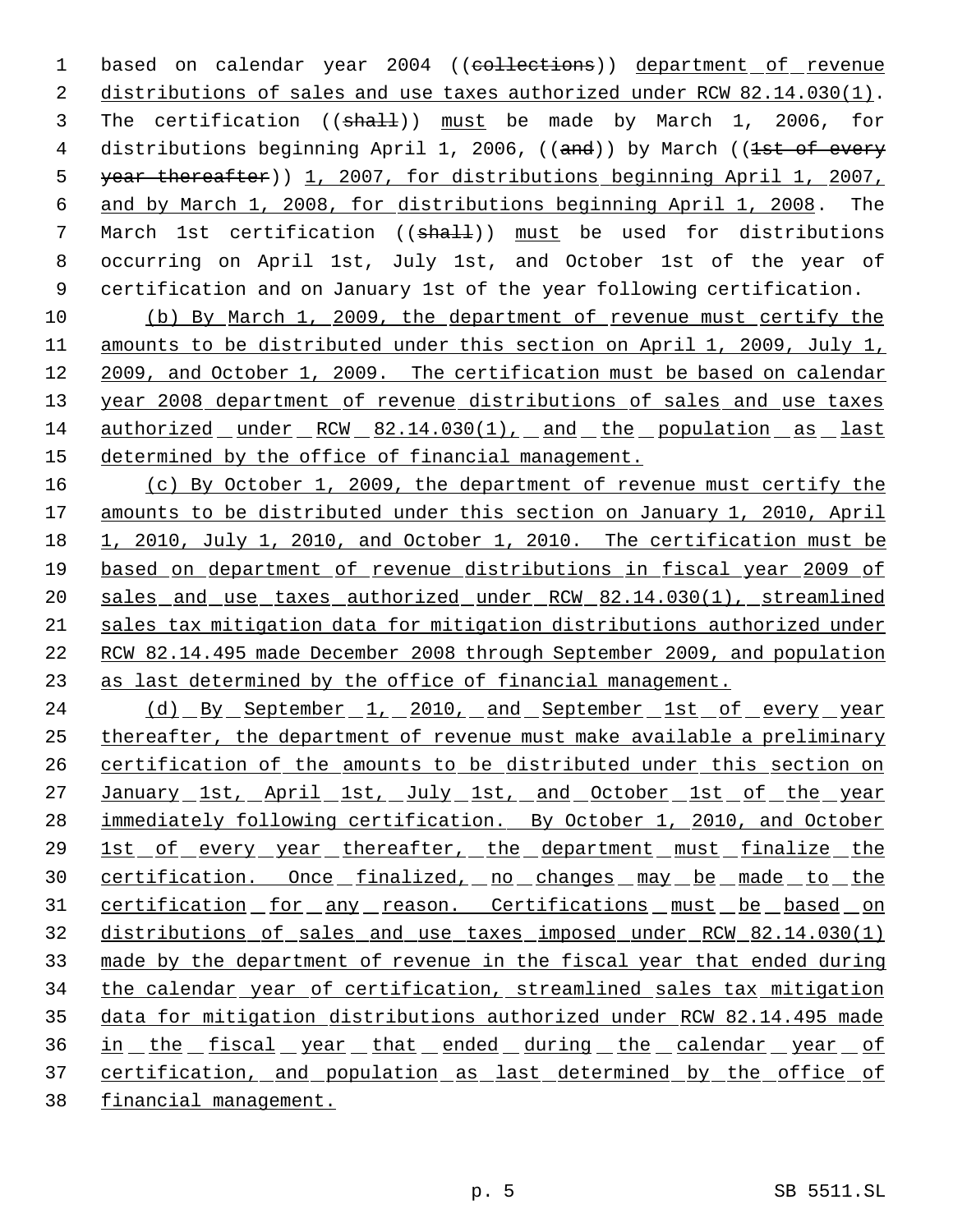based on calendar year 2004 ((~~collections~~)) department of revenue distributions of sales and use taxes authorized under RCW 82.14.030(1). The certification ((~~shall~~)) must be made by March 1, 2006, for distributions beginning April 1, 2006, ((~~and~~)) by March ((~~1st of every year thereafter~~)) 1, 2007, for distributions beginning April 1, 2007, and by March 1, 2008, for distributions beginning April 1, 2008. The March 1st certification ((~~shall~~)) must be used for distributions occurring on April 1st, July 1st, and October 1st of the year of certification and on January 1st of the year following certification.

(b) By March 1, 2009, the department of revenue must certify the amounts to be distributed under this section on April 1, 2009, July 1, 2009, and October 1, 2009. The certification must be based on calendar year 2008 department of revenue distributions of sales and use taxes authorized under RCW 82.14.030(1), and the population as last determined by the office of financial management.

(c) By October 1, 2009, the department of revenue must certify the amounts to be distributed under this section on January 1, 2010, April 1, 2010, July 1, 2010, and October 1, 2010. The certification must be based on department of revenue distributions in fiscal year 2009 of sales and use taxes authorized under RCW 82.14.030(1), streamlined sales tax mitigation data for mitigation distributions authorized under RCW 82.14.495 made December 2008 through September 2009, and population as last determined by the office of financial management.

(d) By September 1, 2010, and September 1st of every year thereafter, the department of revenue must make available a preliminary certification of the amounts to be distributed under this section on January 1st, April 1st, July 1st, and October 1st of the year immediately following certification. By October 1, 2010, and October 1st of every year thereafter, the department must finalize the certification. Once finalized, no changes may be made to the certification for any reason. Certifications must be based on distributions of sales and use taxes imposed under RCW 82.14.030(1) made by the department of revenue in the fiscal year that ended during the calendar year of certification, streamlined sales tax mitigation data for mitigation distributions authorized under RCW 82.14.495 made in the fiscal year that ended during the calendar year of certification, and population as last determined by the office of financial management.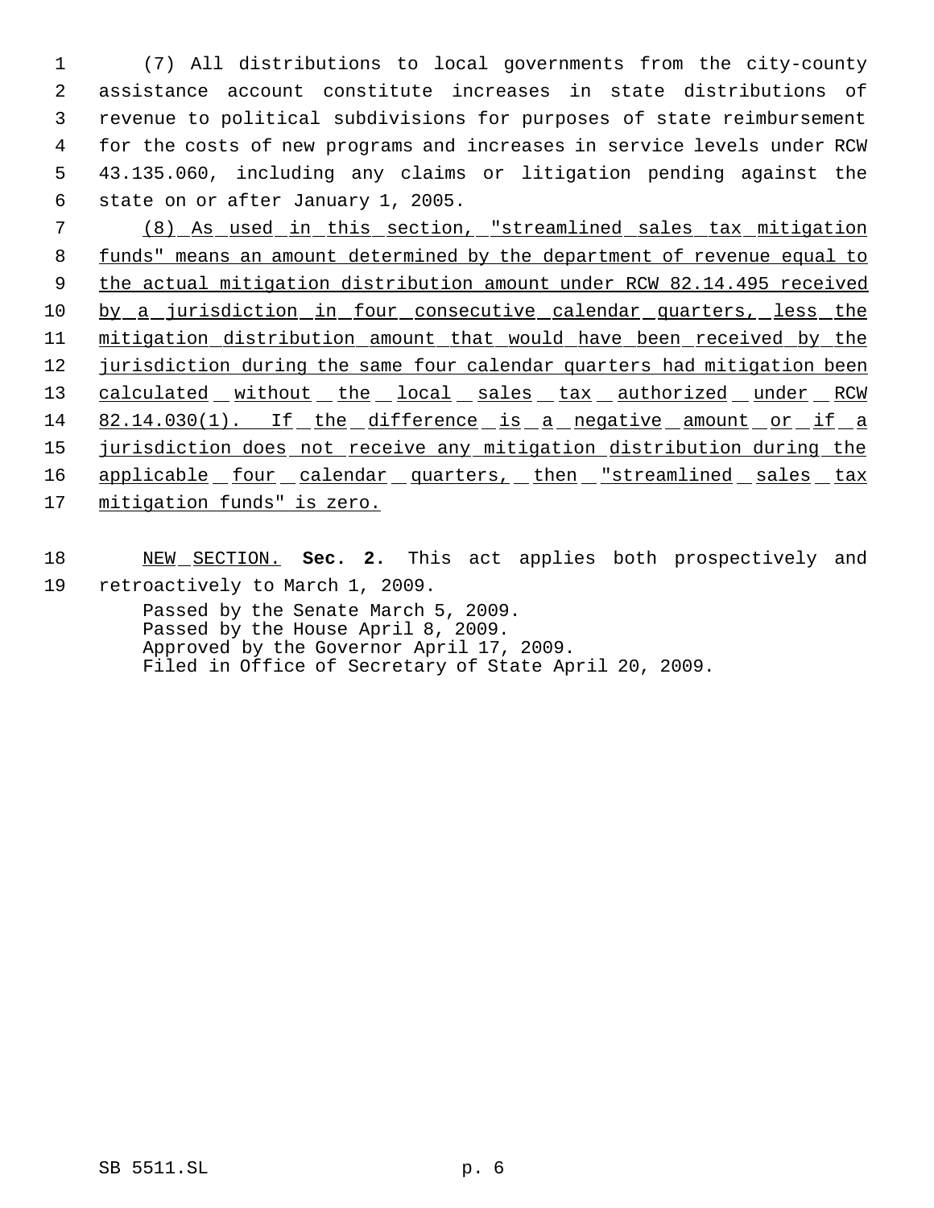(7) All distributions to local governments from the city-county assistance account constitute increases in state distributions of revenue to political subdivisions for purposes of state reimbursement for the costs of new programs and increases in service levels under RCW 43.135.060, including any claims or litigation pending against the state on or after January 1, 2005.

(8) As used in this section, "streamlined sales tax mitigation funds" means an amount determined by the department of revenue equal to the actual mitigation distribution amount under RCW 82.14.495 received by a jurisdiction in four consecutive calendar quarters, less the mitigation distribution amount that would have been received by the jurisdiction during the same four calendar quarters had mitigation been calculated without the local sales tax authorized under RCW 82.14.030(1). If the difference is a negative amount or if a jurisdiction does not receive any mitigation distribution during the applicable four calendar quarters, then "streamlined sales tax mitigation funds" is zero.

NEW SECTION. **Sec. 2.** This act applies both prospectively and retroactively to March 1, 2009.

Passed by the Senate March 5, 2009.
Passed by the House April 8, 2009.
Approved by the Governor April 17, 2009.
Filed in Office of Secretary of State April 20, 2009.